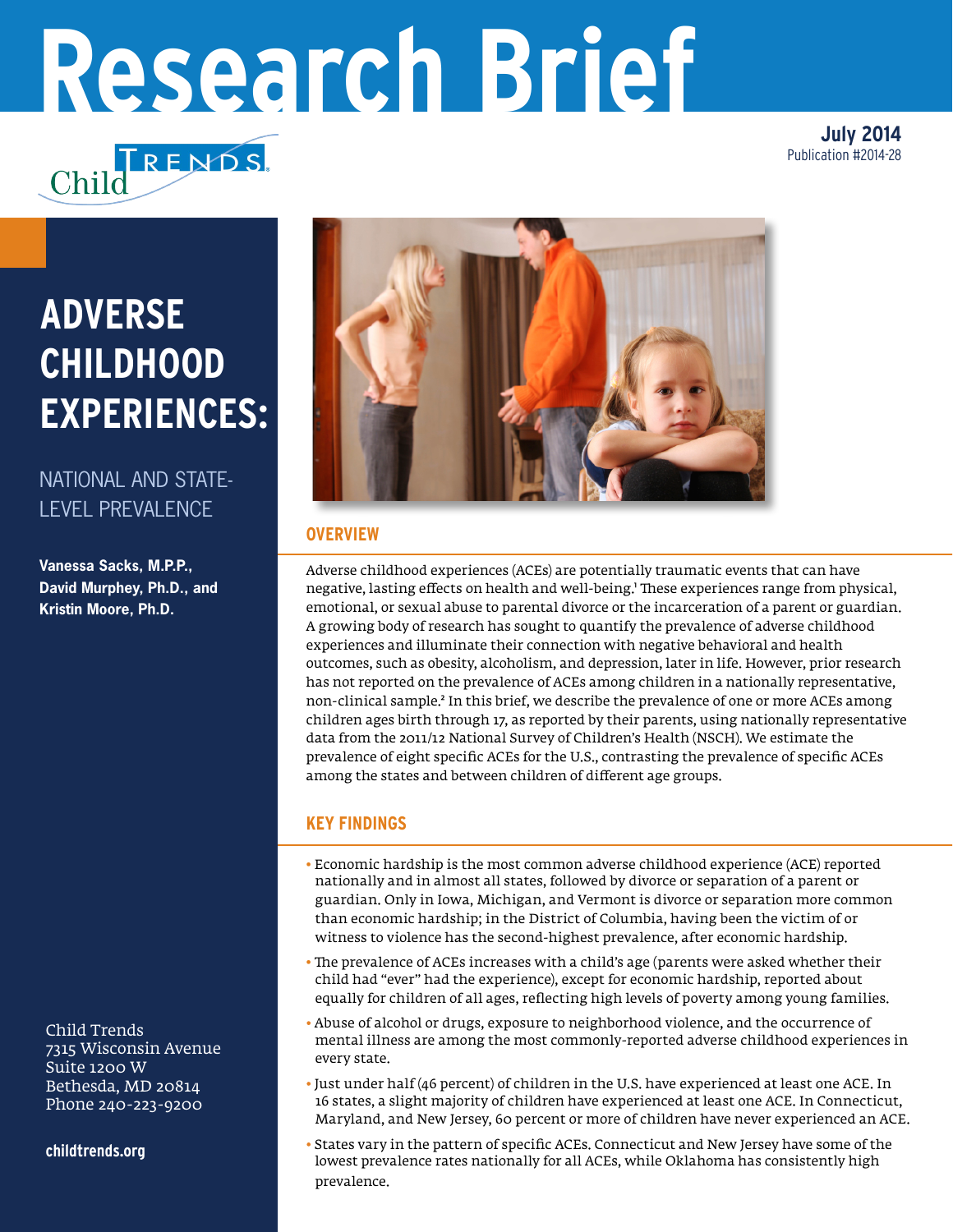# Research Brief

July 2014
Publication #2014-28

Child Trends

# ADVERSE CHILDHOOD EXPERIENCES:

## NATIONAL AND STATE-LEVEL PREVALENCE

**Vanessa Sacks, M.P.P., David Murphey, Ph.D., and Kristin Moore, Ph.D.**

## OVERVIEW

Adverse childhood experiences (ACEs) are potentially traumatic events that can have negative, lasting effects on health and well-being.[1] These experiences range from physical, emotional, or sexual abuse to parental divorce or the incarceration of a parent or guardian. A growing body of research has sought to quantify the prevalence of adverse childhood experiences and illuminate their connection with negative behavioral and health outcomes, such as obesity, alcoholism, and depression, later in life. However, prior research has not reported on the prevalence of ACEs among children in a nationally representative, non-clinical sample.[2] In this brief, we describe the prevalence of one or more ACEs among children ages birth through 17, as reported by their parents, using nationally representative data from the 2011/12 National Survey of Children's Health (NSCH). We estimate the prevalence of eight specific ACEs for the U.S., contrasting the prevalence of specific ACEs among the states and between children of different age groups.

## KEY FINDINGS

- Economic hardship is the most common adverse childhood experience (ACE) reported nationally and in almost all states, followed by divorce or separation of a parent or guardian. Only in Iowa, Michigan, and Vermont is divorce or separation more common than economic hardship; in the District of Columbia, having been the victim of or witness to violence has the second-highest prevalence, after economic hardship.
- The prevalence of ACEs increases with a child's age (parents were asked whether their child had "ever" had the experience), except for economic hardship, reported about equally for children of all ages, reflecting high levels of poverty among young families.
- Abuse of alcohol or drugs, exposure to neighborhood violence, and the occurrence of mental illness are among the most commonly-reported adverse childhood experiences in every state.
- Just under half (46 percent) of children in the U.S. have experienced at least one ACE. In 16 states, a slight majority of children have experienced at least one ACE. In Connecticut, Maryland, and New Jersey, 60 percent or more of children have never experienced an ACE.
- States vary in the pattern of specific ACEs. Connecticut and New Jersey have some of the lowest prevalence rates nationally for all ACEs, while Oklahoma has consistently high prevalence.

Child Trends
7315 Wisconsin Avenue
Suite 1200 W
Bethesda, MD 20814
Phone 240-223-9200

**childtrends.org**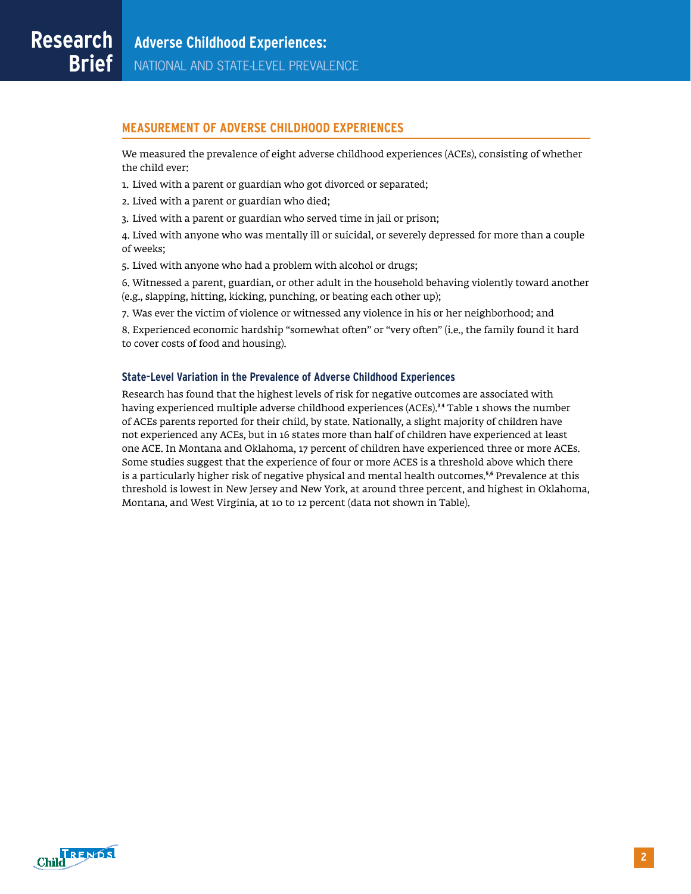## MEASUREMENT OF ADVERSE CHILDHOOD EXPERIENCES

We measured the prevalence of eight adverse childhood experiences (ACEs), consisting of whether the child ever:

1. Lived with a parent or guardian who got divorced or separated;
2. Lived with a parent or guardian who died;
3. Lived with a parent or guardian who served time in jail or prison;
4. Lived with anyone who was mentally ill or suicidal, or severely depressed for more than a couple of weeks;
5. Lived with anyone who had a problem with alcohol or drugs;
6. Witnessed a parent, guardian, or other adult in the household behaving violently toward another (e.g., slapping, hitting, kicking, punching, or beating each other up);
7. Was ever the victim of violence or witnessed any violence in his or her neighborhood; and
8. Experienced economic hardship "somewhat often" or "very often" (i.e., the family found it hard to cover costs of food and housing).

### State-Level Variation in the Prevalence of Adverse Childhood Experiences

Research has found that the highest levels of risk for negative outcomes are associated with having experienced multiple adverse childhood experiences (ACEs).[3,4] Table 1 shows the number of ACEs parents reported for their child, by state. Nationally, a slight majority of children have not experienced any ACEs, but in 16 states more than half of children have experienced at least one ACE. In Montana and Oklahoma, 17 percent of children have experienced three or more ACEs. Some studies suggest that the experience of four or more ACES is a threshold above which there is a particularly higher risk of negative physical and mental health outcomes.[5,6] Prevalence at this threshold is lowest in New Jersey and New York, at around three percent, and highest in Oklahoma, Montana, and West Virginia, at 10 to 12 percent (data not shown in Table).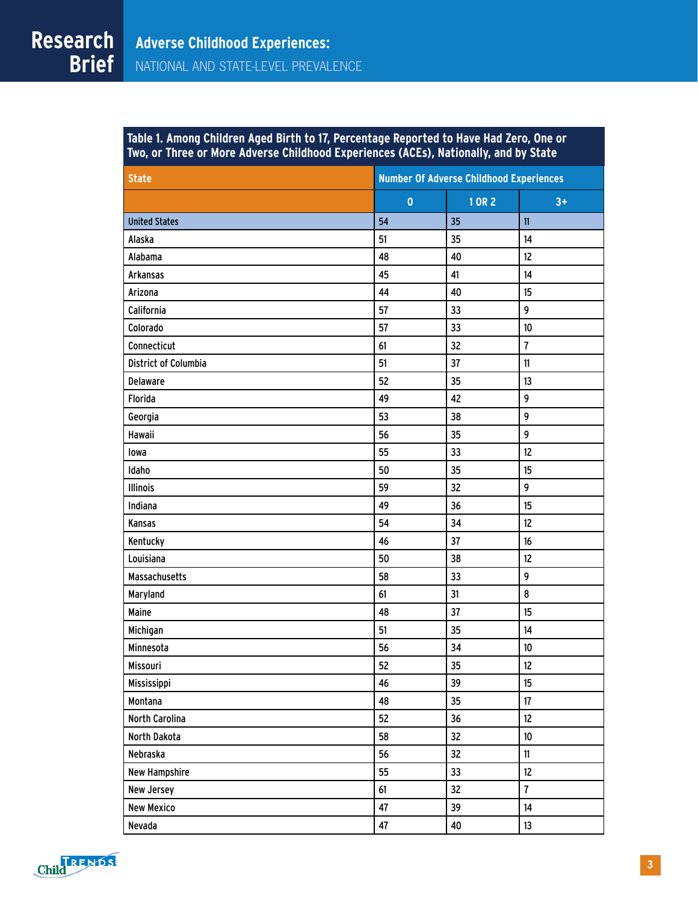**Table 1. Among Children Aged Birth to 17, Percentage Reported to Have Had Zero, One or Two, or Three or More Adverse Childhood Experiences (ACEs), Nationally, and by State**

| State | Number Of Adverse Childhood Experiences | | |
|---|---|---|---|
| | 0 | 1 OR 2 | 3+ |
| United States | 54 | 35 | 11 |
| Alaska | 51 | 35 | 14 |
| Alabama | 48 | 40 | 12 |
| Arkansas | 45 | 41 | 14 |
| Arizona | 44 | 40 | 15 |
| California | 57 | 33 | 9 |
| Colorado | 57 | 33 | 10 |
| Connecticut | 61 | 32 | 7 |
| District of Columbia | 51 | 37 | 11 |
| Delaware | 52 | 35 | 13 |
| Florida | 49 | 42 | 9 |
| Georgia | 53 | 38 | 9 |
| Hawaii | 56 | 35 | 9 |
| Iowa | 55 | 33 | 12 |
| Idaho | 50 | 35 | 15 |
| Illinois | 59 | 32 | 9 |
| Indiana | 49 | 36 | 15 |
| Kansas | 54 | 34 | 12 |
| Kentucky | 46 | 37 | 16 |
| Louisiana | 50 | 38 | 12 |
| Massachusetts | 58 | 33 | 9 |
| Maryland | 61 | 31 | 8 |
| Maine | 48 | 37 | 15 |
| Michigan | 51 | 35 | 14 |
| Minnesota | 56 | 34 | 10 |
| Missouri | 52 | 35 | 12 |
| Mississippi | 46 | 39 | 15 |
| Montana | 48 | 35 | 17 |
| North Carolina | 52 | 36 | 12 |
| North Dakota | 58 | 32 | 10 |
| Nebraska | 56 | 32 | 11 |
| New Hampshire | 55 | 33 | 12 |
| New Jersey | 61 | 32 | 7 |
| New Mexico | 47 | 39 | 14 |
| Nevada | 47 | 40 | 13 |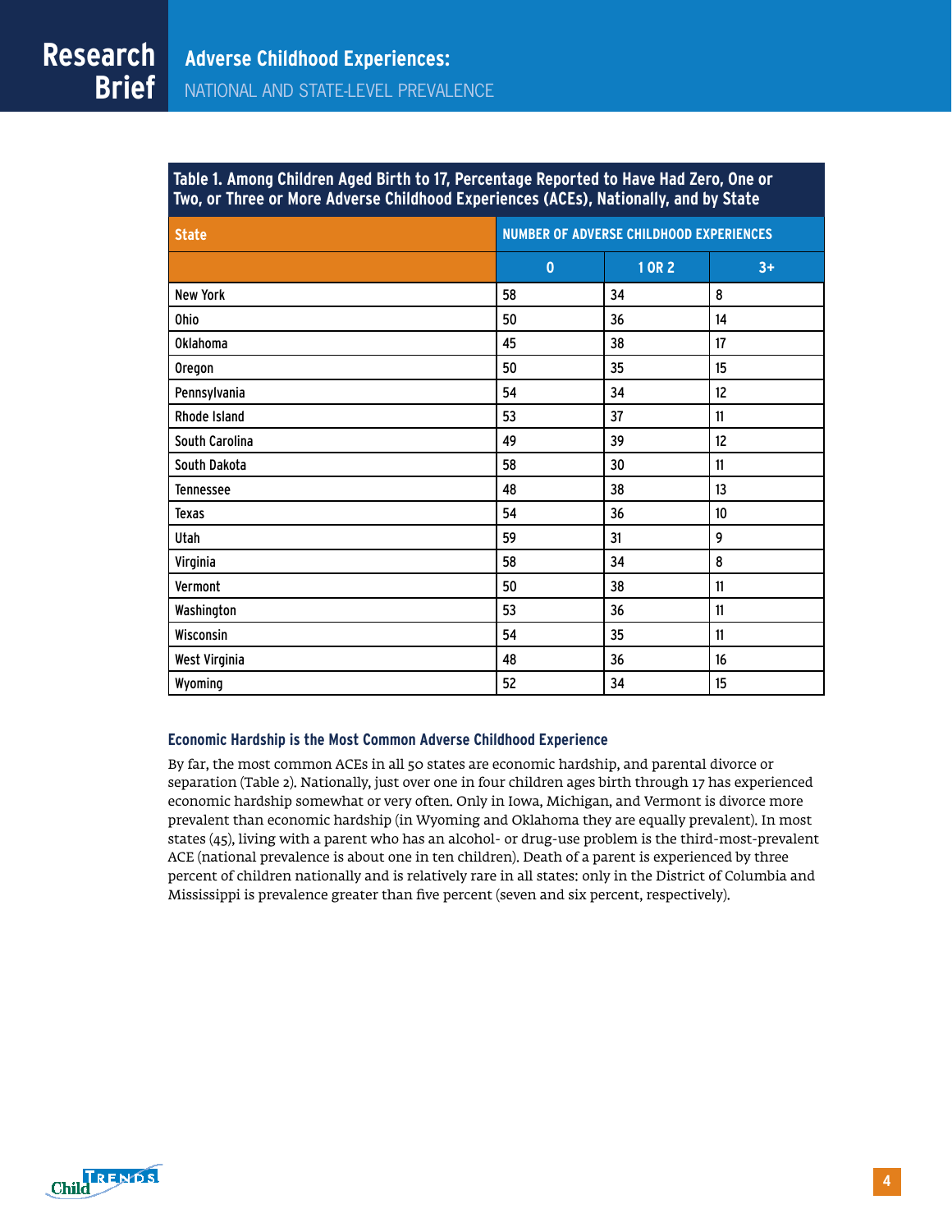**Table 1. Among Children Aged Birth to 17, Percentage Reported to Have Had Zero, One or Two, or Three or More Adverse Childhood Experiences (ACEs), Nationally, and by State**

| State | NUMBER OF ADVERSE CHILDHOOD EXPERIENCES | | |
|---|---|---|---|
| | 0 | 1 OR 2 | 3+ |
| New York | 58 | 34 | 8 |
| Ohio | 50 | 36 | 14 |
| Oklahoma | 45 | 38 | 17 |
| Oregon | 50 | 35 | 15 |
| Pennsylvania | 54 | 34 | 12 |
| Rhode Island | 53 | 37 | 11 |
| South Carolina | 49 | 39 | 12 |
| South Dakota | 58 | 30 | 11 |
| Tennessee | 48 | 38 | 13 |
| Texas | 54 | 36 | 10 |
| Utah | 59 | 31 | 9 |
| Virginia | 58 | 34 | 8 |
| Vermont | 50 | 38 | 11 |
| Washington | 53 | 36 | 11 |
| Wisconsin | 54 | 35 | 11 |
| West Virginia | 48 | 36 | 16 |
| Wyoming | 52 | 34 | 15 |

### Economic Hardship is the Most Common Adverse Childhood Experience

By far, the most common ACEs in all 50 states are economic hardship, and parental divorce or separation (Table 2). Nationally, just over one in four children ages birth through 17 has experienced economic hardship somewhat or very often. Only in Iowa, Michigan, and Vermont is divorce more prevalent than economic hardship (in Wyoming and Oklahoma they are equally prevalent). In most states (45), living with a parent who has an alcohol- or drug-use problem is the third-most-prevalent ACE (national prevalence is about one in ten children). Death of a parent is experienced by three percent of children nationally and is relatively rare in all states: only in the District of Columbia and Mississippi is prevalence greater than five percent (seven and six percent, respectively).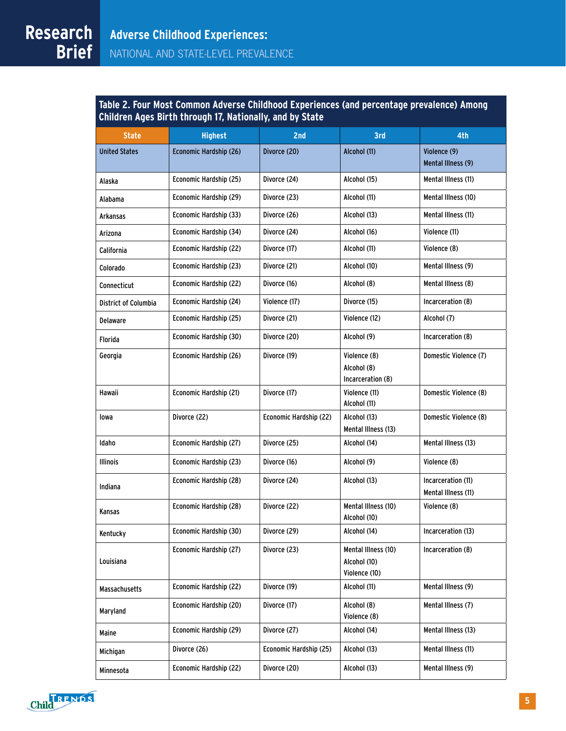**Table 2. Four Most Common Adverse Childhood Experiences (and percentage prevalence) Among Children Ages Birth through 17, Nationally, and by State**

| State | Highest | 2nd | 3rd | 4th |
|---|---|---|---|---|
| United States | Economic Hardship (26) | Divorce (20) | Alcohol (11) | Violence (9)<br>Mental Illness (9) |
| Alaska | Economic Hardship (25) | Divorce (24) | Alcohol (15) | Mental Illness (11) |
| Alabama | Economic Hardship (29) | Divorce (23) | Alcohol (11) | Mental Illness (10) |
| Arkansas | Economic Hardship (33) | Divorce (26) | Alcohol (13) | Mental Illness (11) |
| Arizona | Economic Hardship (34) | Divorce (24) | Alcohol (16) | Violence (11) |
| California | Economic Hardship (22) | Divorce (17) | Alcohol (11) | Violence (8) |
| Colorado | Economic Hardship (23) | Divorce (21) | Alcohol (10) | Mental Illness (9) |
| Connecticut | Economic Hardship (22) | Divorce (16) | Alcohol (8) | Mental Illness (8) |
| District of Columbia | Economic Hardship (24) | Violence (17) | Divorce (15) | Incarceration (8) |
| Delaware | Economic Hardship (25) | Divorce (21) | Violence (12) | Alcohol (7) |
| Florida | Economic Hardship (30) | Divorce (20) | Alcohol (9) | Incarceration (8) |
| Georgia | Economic Hardship (26) | Divorce (19) | Violence (8)<br>Alcohol (8)<br>Incarceration (8) | Domestic Violence (7) |
| Hawaii | Economic Hardship (21) | Divorce (17) | Violence (11)<br>Alcohol (11) | Domestic Violence (8) |
| Iowa | Divorce (22) | Economic Hardship (22) | Alcohol (13)<br>Mental Illness (13) | Domestic Violence (8) |
| Idaho | Economic Hardship (27) | Divorce (25) | Alcohol (14) | Mental Illness (13) |
| Illinois | Economic Hardship (23) | Divorce (16) | Alcohol (9) | Violence (8) |
| Indiana | Economic Hardship (28) | Divorce (24) | Alcohol (13) | Incarceration (11)<br>Mental Illness (11) |
| Kansas | Economic Hardship (28) | Divorce (22) | Mental Illness (10)<br>Alcohol (10) | Violence (8) |
| Kentucky | Economic Hardship (30) | Divorce (29) | Alcohol (14) | Incarceration (13) |
| Louisiana | Economic Hardship (27) | Divorce (23) | Mental Illness (10)<br>Alcohol (10)<br>Violence (10) | Incarceration (8) |
| Massachusetts | Economic Hardship (22) | Divorce (19) | Alcohol (11) | Mental Illness (9) |
| Maryland | Economic Hardship (20) | Divorce (17) | Alcohol (8)<br>Violence (8) | Mental Illness (7) |
| Maine | Economic Hardship (29) | Divorce (27) | Alcohol (14) | Mental Illness (13) |
| Michigan | Divorce (26) | Economic Hardship (25) | Alcohol (13) | Mental Illness (11) |
| Minnesota | Economic Hardship (22) | Divorce (20) | Alcohol (13) | Mental Illness (9) |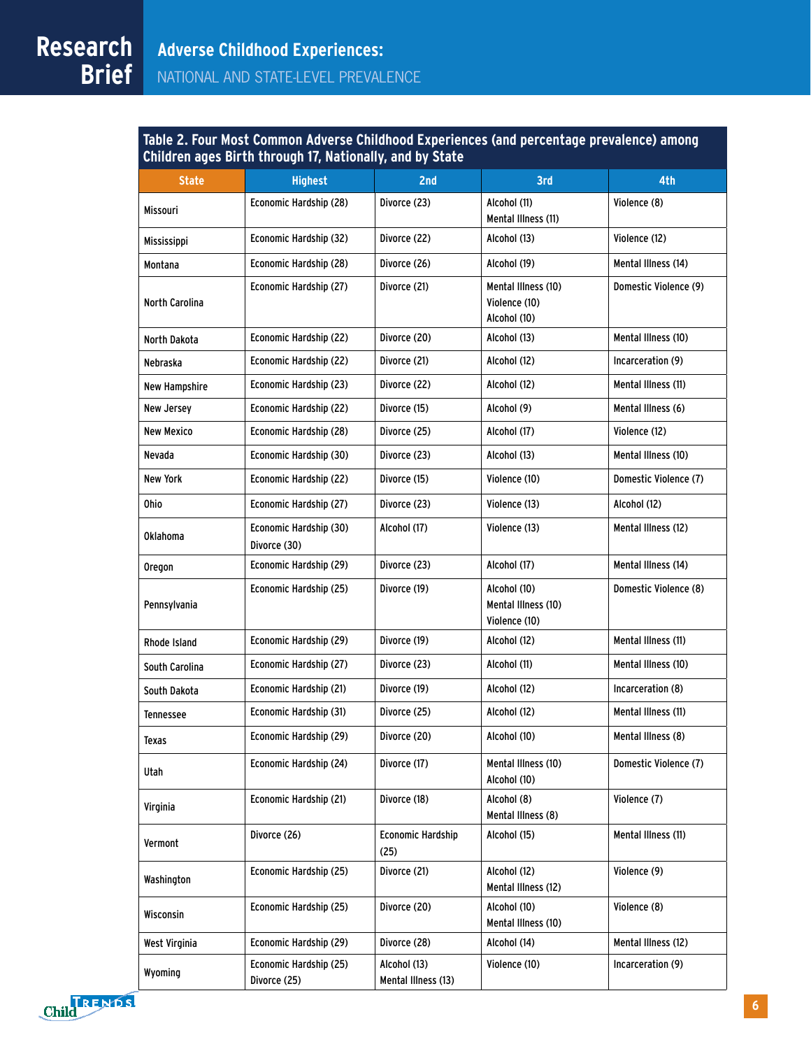**Table 2. Four Most Common Adverse Childhood Experiences (and percentage prevalence) among Children ages Birth through 17, Nationally, and by State**

| State | Highest | 2nd | 3rd | 4th |
|---|---|---|---|---|
| Missouri | Economic Hardship (28) | Divorce (23) | Alcohol (11)<br>Mental Illness (11) | Violence (8) |
| Mississippi | Economic Hardship (32) | Divorce (22) | Alcohol (13) | Violence (12) |
| Montana | Economic Hardship (28) | Divorce (26) | Alcohol (19) | Mental Illness (14) |
| North Carolina | Economic Hardship (27) | Divorce (21) | Mental Illness (10)<br>Violence (10)<br>Alcohol (10) | Domestic Violence (9) |
| North Dakota | Economic Hardship (22) | Divorce (20) | Alcohol (13) | Mental Illness (10) |
| Nebraska | Economic Hardship (22) | Divorce (21) | Alcohol (12) | Incarceration (9) |
| New Hampshire | Economic Hardship (23) | Divorce (22) | Alcohol (12) | Mental Illness (11) |
| New Jersey | Economic Hardship (22) | Divorce (15) | Alcohol (9) | Mental Illness (6) |
| New Mexico | Economic Hardship (28) | Divorce (25) | Alcohol (17) | Violence (12) |
| Nevada | Economic Hardship (30) | Divorce (23) | Alcohol (13) | Mental Illness (10) |
| New York | Economic Hardship (22) | Divorce (15) | Violence (10) | Domestic Violence (7) |
| Ohio | Economic Hardship (27) | Divorce (23) | Violence (13) | Alcohol (12) |
| Oklahoma | Economic Hardship (30)<br>Divorce (30) | Alcohol (17) | Violence (13) | Mental Illness (12) |
| Oregon | Economic Hardship (29) | Divorce (23) | Alcohol (17) | Mental Illness (14) |
| Pennsylvania | Economic Hardship (25) | Divorce (19) | Alcohol (10)<br>Mental Illness (10)<br>Violence (10) | Domestic Violence (8) |
| Rhode Island | Economic Hardship (29) | Divorce (19) | Alcohol (12) | Mental Illness (11) |
| South Carolina | Economic Hardship (27) | Divorce (23) | Alcohol (11) | Mental Illness (10) |
| South Dakota | Economic Hardship (21) | Divorce (19) | Alcohol (12) | Incarceration (8) |
| Tennessee | Economic Hardship (31) | Divorce (25) | Alcohol (12) | Mental Illness (11) |
| Texas | Economic Hardship (29) | Divorce (20) | Alcohol (10) | Mental Illness (8) |
| Utah | Economic Hardship (24) | Divorce (17) | Mental Illness (10)<br>Alcohol (10) | Domestic Violence (7) |
| Virginia | Economic Hardship (21) | Divorce (18) | Alcohol (8)<br>Mental Illness (8) | Violence (7) |
| Vermont | Divorce (26) | Economic Hardship (25) | Alcohol (15) | Mental Illness (11) |
| Washington | Economic Hardship (25) | Divorce (21) | Alcohol (12)<br>Mental Illness (12) | Violence (9) |
| Wisconsin | Economic Hardship (25) | Divorce (20) | Alcohol (10)<br>Mental Illness (10) | Violence (8) |
| West Virginia | Economic Hardship (29) | Divorce (28) | Alcohol (14) | Mental Illness (12) |
| Wyoming | Economic Hardship (25)<br>Divorce (25) | Alcohol (13)<br>Mental Illness (13) | Violence (10) | Incarceration (9) |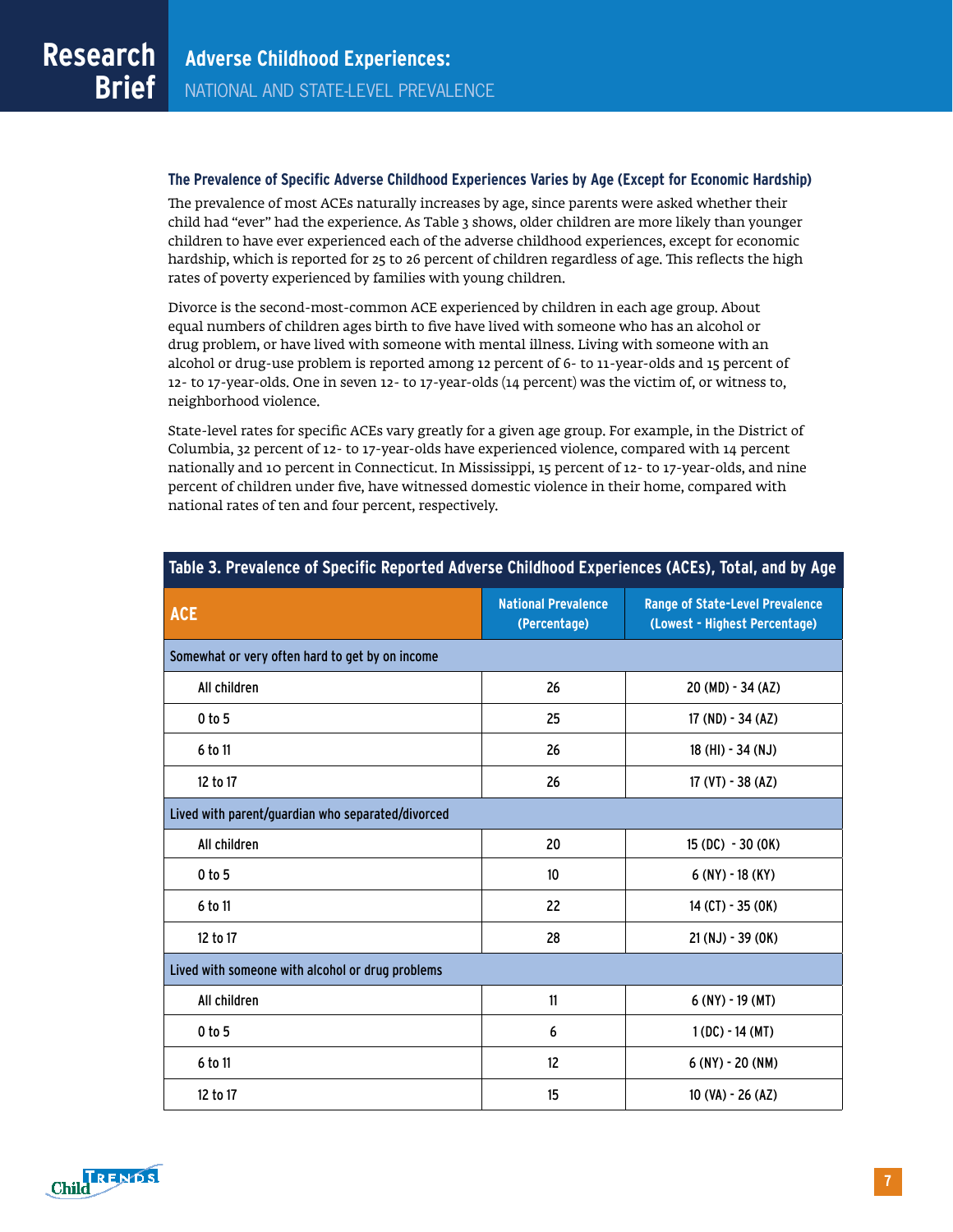### The Prevalence of Specific Adverse Childhood Experiences Varies by Age (Except for Economic Hardship)

The prevalence of most ACEs naturally increases by age, since parents were asked whether their child had "ever" had the experience. As Table 3 shows, older children are more likely than younger children to have ever experienced each of the adverse childhood experiences, except for economic hardship, which is reported for 25 to 26 percent of children regardless of age. This reflects the high rates of poverty experienced by families with young children.

Divorce is the second-most-common ACE experienced by children in each age group. About equal numbers of children ages birth to five have lived with someone who has an alcohol or drug problem, or have lived with someone with mental illness. Living with someone with an alcohol or drug-use problem is reported among 12 percent of 6- to 11-year-olds and 15 percent of 12- to 17-year-olds. One in seven 12- to 17-year-olds (14 percent) was the victim of, or witness to, neighborhood violence.

State-level rates for specific ACEs vary greatly for a given age group. For example, in the District of Columbia, 32 percent of 12- to 17-year-olds have experienced violence, compared with 14 percent nationally and 10 percent in Connecticut. In Mississippi, 15 percent of 12- to 17-year-olds, and nine percent of children under five, have witnessed domestic violence in their home, compared with national rates of ten and four percent, respectively.

**Table 3. Prevalence of Specific Reported Adverse Childhood Experiences (ACEs), Total, and by Age**

| ACE | National Prevalence (Percentage) | Range of State-Level Prevalence (Lowest - Highest Percentage) |
|---|---|---|
| **Somewhat or very often hard to get by on income** | | |
| All children | 26 | 20 (MD) - 34 (AZ) |
| 0 to 5 | 25 | 17 (ND) - 34 (AZ) |
| 6 to 11 | 26 | 18 (HI) - 34 (NJ) |
| 12 to 17 | 26 | 17 (VT) - 38 (AZ) |
| **Lived with parent/guardian who separated/divorced** | | |
| All children | 20 | 15 (DC) - 30 (OK) |
| 0 to 5 | 10 | 6 (NY) - 18 (KY) |
| 6 to 11 | 22 | 14 (CT) - 35 (OK) |
| 12 to 17 | 28 | 21 (NJ) - 39 (OK) |
| **Lived with someone with alcohol or drug problems** | | |
| All children | 11 | 6 (NY) - 19 (MT) |
| 0 to 5 | 6 | 1 (DC) - 14 (MT) |
| 6 to 11 | 12 | 6 (NY) - 20 (NM) |
| 12 to 17 | 15 | 10 (VA) - 26 (AZ) |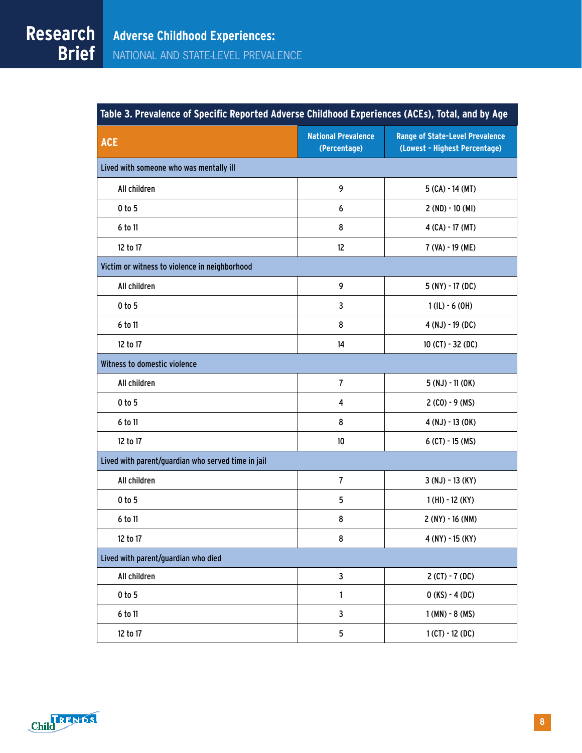**Table 3. Prevalence of Specific Reported Adverse Childhood Experiences (ACEs), Total, and by Age**

| ACE | National Prevalence (Percentage) | Range of State-Level Prevalence (Lowest - Highest Percentage) |
|---|---|---|
| **Lived with someone who was mentally ill** | | |
| All children | 9 | 5 (CA) - 14 (MT) |
| 0 to 5 | 6 | 2 (ND) - 10 (MI) |
| 6 to 11 | 8 | 4 (CA) - 17 (MT) |
| 12 to 17 | 12 | 7 (VA) - 19 (ME) |
| **Victim or witness to violence in neighborhood** | | |
| All children | 9 | 5 (NY) - 17 (DC) |
| 0 to 5 | 3 | 1 (IL) - 6 (OH) |
| 6 to 11 | 8 | 4 (NJ) - 19 (DC) |
| 12 to 17 | 14 | 10 (CT) - 32 (DC) |
| **Witness to domestic violence** | | |
| All children | 7 | 5 (NJ) - 11 (OK) |
| 0 to 5 | 4 | 2 (CO) - 9 (MS) |
| 6 to 11 | 8 | 4 (NJ) - 13 (OK) |
| 12 to 17 | 10 | 6 (CT) - 15 (MS) |
| **Lived with parent/guardian who served time in jail** | | |
| All children | 7 | 3 (NJ) – 13 (KY) |
| 0 to 5 | 5 | 1 (HI) - 12 (KY) |
| 6 to 11 | 8 | 2 (NY) - 16 (NM) |
| 12 to 17 | 8 | 4 (NY) - 15 (KY) |
| **Lived with parent/guardian who died** | | |
| All children | 3 | 2 (CT) - 7 (DC) |
| 0 to 5 | 1 | 0 (KS) - 4 (DC) |
| 6 to 11 | 3 | 1 (MN) - 8 (MS) |
| 12 to 17 | 5 | 1 (CT) - 12 (DC) |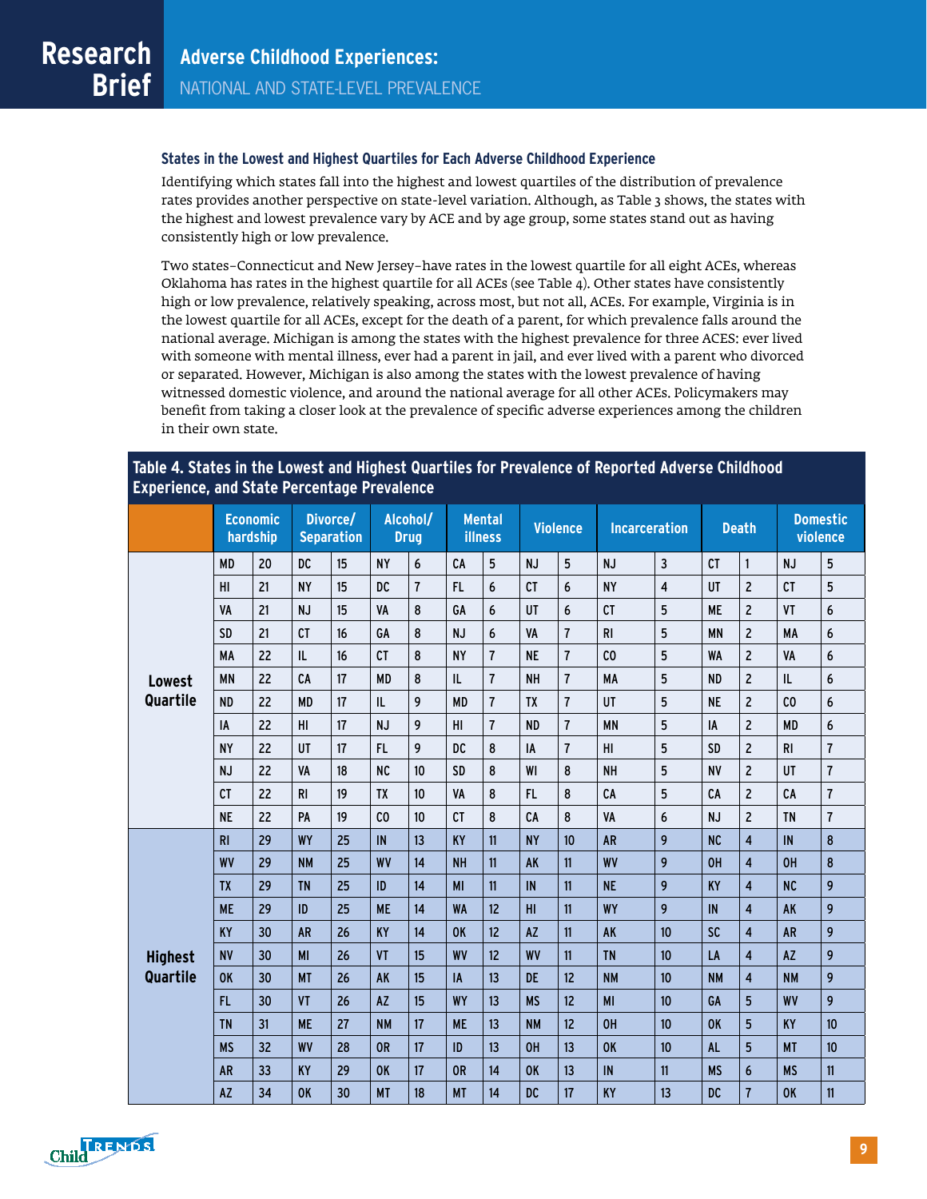### States in the Lowest and Highest Quartiles for Each Adverse Childhood Experience

Identifying which states fall into the highest and lowest quartiles of the distribution of prevalence rates provides another perspective on state-level variation. Although, as Table 3 shows, the states with the highest and lowest prevalence vary by ACE and by age group, some states stand out as having consistently high or low prevalence.

Two states–Connecticut and New Jersey–have rates in the lowest quartile for all eight ACEs, whereas Oklahoma has rates in the highest quartile for all ACEs (see Table 4). Other states have consistently high or low prevalence, relatively speaking, across most, but not all, ACEs. For example, Virginia is in the lowest quartile for all ACEs, except for the death of a parent, for which prevalence falls around the national average. Michigan is among the states with the highest prevalence for three ACES: ever lived with someone with mental illness, ever had a parent in jail, and ever lived with a parent who divorced or separated. However, Michigan is also among the states with the lowest prevalence of having witnessed domestic violence, and around the national average for all other ACEs. Policymakers may benefit from taking a closer look at the prevalence of specific adverse experiences among the children in their own state.

**Table 4. States in the Lowest and Highest Quartiles for Prevalence of Reported Adverse Childhood Experience, and State Percentage Prevalence**

| | Economic hardship | | Divorce/ Separation | | Alcohol/ Drug | | Mental illness | | Violence | | Incarceration | | Death | | Domestic violence | |
|---|---|---|---|---|---|---|---|---|---|---|---|---|---|---|---|---|
| Lowest Quartile | MD | 20 | DC | 15 | NY | 6 | CA | 5 | NJ | 5 | NJ | 3 | CT | 1 | NJ | 5 |
| | HI | 21 | NY | 15 | DC | 7 | FL | 6 | CT | 6 | NY | 4 | UT | 2 | CT | 5 |
| | VA | 21 | NJ | 15 | VA | 8 | GA | 6 | UT | 6 | CT | 5 | ME | 2 | VT | 6 |
| | SD | 21 | CT | 16 | GA | 8 | NJ | 6 | VA | 7 | RI | 5 | MN | 2 | MA | 6 |
| | MA | 22 | IL | 16 | CT | 8 | NY | 7 | NE | 7 | CO | 5 | WA | 2 | VA | 6 |
| | MN | 22 | CA | 17 | MD | 8 | IL | 7 | NH | 7 | MA | 5 | ND | 2 | IL | 6 |
| | ND | 22 | MD | 17 | IL | 9 | MD | 7 | TX | 7 | UT | 5 | NE | 2 | CO | 6 |
| | IA | 22 | HI | 17 | NJ | 9 | HI | 7 | ND | 7 | MN | 5 | IA | 2 | MD | 6 |
| | NY | 22 | UT | 17 | FL | 9 | DC | 8 | IA | 7 | HI | 5 | SD | 2 | RI | 7 |
| | NJ | 22 | VA | 18 | NC | 10 | SD | 8 | WI | 8 | NH | 5 | NV | 2 | UT | 7 |
| | CT | 22 | RI | 19 | TX | 10 | VA | 8 | FL | 8 | CA | 5 | CA | 2 | CA | 7 |
| | NE | 22 | PA | 19 | CO | 10 | CT | 8 | CA | 8 | VA | 6 | NJ | 2 | TN | 7 |
| Highest Quartile | RI | 29 | WY | 25 | IN | 13 | KY | 11 | NY | 10 | AR | 9 | NC | 4 | IN | 8 |
| | WV | 29 | NM | 25 | WV | 14 | NH | 11 | AK | 11 | WV | 9 | OH | 4 | OH | 8 |
| | TX | 29 | TN | 25 | ID | 14 | MI | 11 | IN | 11 | NE | 9 | KY | 4 | NC | 9 |
| | ME | 29 | ID | 25 | ME | 14 | WA | 12 | HI | 11 | WY | 9 | IN | 4 | AK | 9 |
| | KY | 30 | AR | 26 | KY | 14 | OK | 12 | AZ | 11 | AK | 10 | SC | 4 | AR | 9 |
| | NV | 30 | MI | 26 | VT | 15 | WV | 12 | WV | 11 | TN | 10 | LA | 4 | AZ | 9 |
| | OK | 30 | MT | 26 | AK | 15 | IA | 13 | DE | 12 | NM | 10 | NM | 4 | NM | 9 |
| | FL | 30 | VT | 26 | AZ | 15 | WY | 13 | MS | 12 | MI | 10 | GA | 5 | WV | 9 |
| | TN | 31 | ME | 27 | NM | 17 | ME | 13 | NM | 12 | OH | 10 | OK | 5 | KY | 10 |
| | MS | 32 | WV | 28 | OR | 17 | ID | 13 | OH | 13 | OK | 10 | AL | 5 | MT | 10 |
| | AR | 33 | KY | 29 | OK | 17 | OR | 14 | OK | 13 | IN | 11 | MS | 6 | MS | 11 |
| | AZ | 34 | OK | 30 | MT | 18 | MT | 14 | DC | 17 | KY | 13 | DC | 7 | OK | 11 |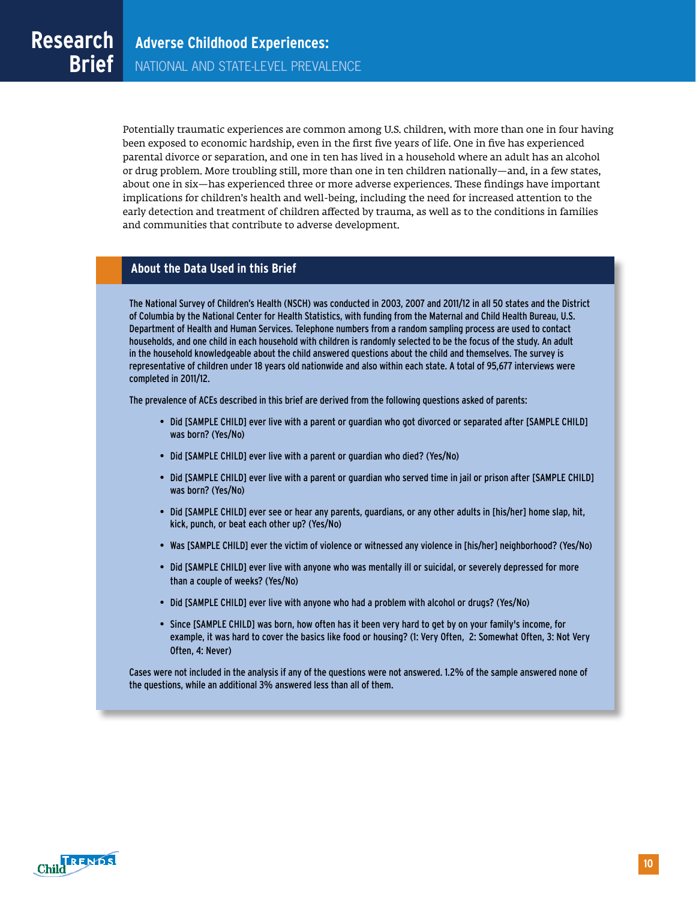Potentially traumatic experiences are common among U.S. children, with more than one in four having been exposed to economic hardship, even in the first five years of life. One in five has experienced parental divorce or separation, and one in ten has lived in a household where an adult has an alcohol or drug problem. More troubling still, more than one in ten children nationally—and, in a few states, about one in six—has experienced three or more adverse experiences. These findings have important implications for children's health and well-being, including the need for increased attention to the early detection and treatment of children affected by trauma, as well as to the conditions in families and communities that contribute to adverse development.

## About the Data Used in this Brief

The National Survey of Children's Health (NSCH) was conducted in 2003, 2007 and 2011/12 in all 50 states and the District of Columbia by the National Center for Health Statistics, with funding from the Maternal and Child Health Bureau, U.S. Department of Health and Human Services. Telephone numbers from a random sampling process are used to contact households, and one child in each household with children is randomly selected to be the focus of the study. An adult in the household knowledgeable about the child answered questions about the child and themselves. The survey is representative of children under 18 years old nationwide and also within each state. A total of 95,677 interviews were completed in 2011/12.

The prevalence of ACEs described in this brief are derived from the following questions asked of parents:

- Did [SAMPLE CHILD] ever live with a parent or guardian who got divorced or separated after [SAMPLE CHILD] was born? (Yes/No)
- Did [SAMPLE CHILD] ever live with a parent or guardian who died? (Yes/No)
- Did [SAMPLE CHILD] ever live with a parent or guardian who served time in jail or prison after [SAMPLE CHILD] was born? (Yes/No)
- Did [SAMPLE CHILD] ever see or hear any parents, guardians, or any other adults in [his/her] home slap, hit, kick, punch, or beat each other up? (Yes/No)
- Was [SAMPLE CHILD] ever the victim of violence or witnessed any violence in [his/her] neighborhood? (Yes/No)
- Did [SAMPLE CHILD] ever live with anyone who was mentally ill or suicidal, or severely depressed for more than a couple of weeks? (Yes/No)
- Did [SAMPLE CHILD] ever live with anyone who had a problem with alcohol or drugs? (Yes/No)
- Since [SAMPLE CHILD] was born, how often has it been very hard to get by on your family's income, for example, it was hard to cover the basics like food or housing? (1: Very Often, 2: Somewhat Often, 3: Not Very Often, 4: Never)

Cases were not included in the analysis if any of the questions were not answered. 1.2% of the sample answered none of the questions, while an additional 3% answered less than all of them.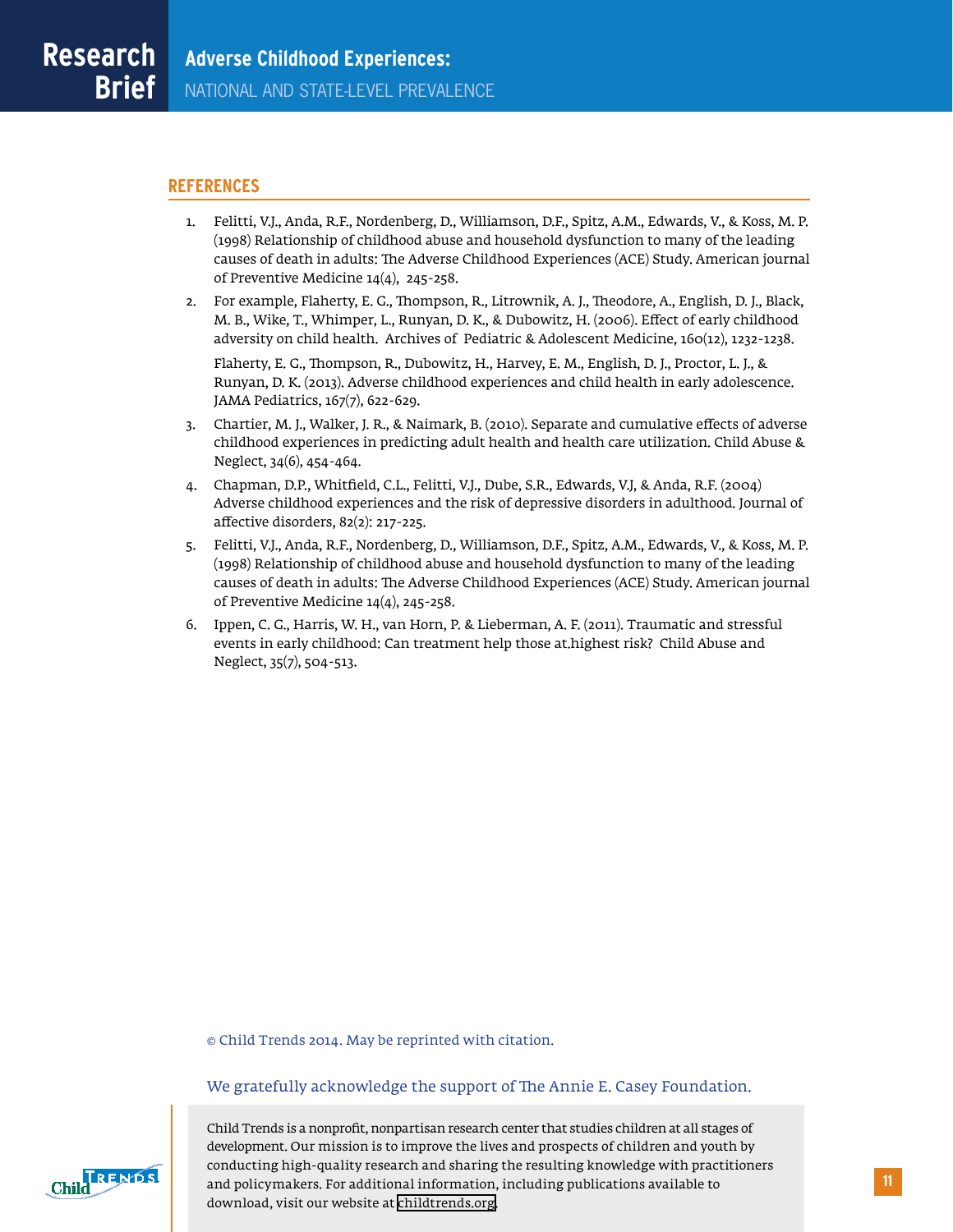## REFERENCES

1. Felitti, V.J., Anda, R.F., Nordenberg, D., Williamson, D.F., Spitz, A.M., Edwards, V., & Koss, M. P. (1998) Relationship of childhood abuse and household dysfunction to many of the leading causes of death in adults: The Adverse Childhood Experiences (ACE) Study. American journal of Preventive Medicine 14(4), 245-258.
2. For example, Flaherty, E. G., Thompson, R., Litrownik, A. J., Theodore, A., English, D. J., Black, M. B., Wike, T., Whimper, L., Runyan, D. K., & Dubowitz, H. (2006). Effect of early childhood adversity on child health. Archives of Pediatric & Adolescent Medicine, 160(12), 1232-1238.

   Flaherty, E. G., Thompson, R., Dubowitz, H., Harvey, E. M., English, D. J., Proctor, L. J., & Runyan, D. K. (2013). Adverse childhood experiences and child health in early adolescence. JAMA Pediatrics, 167(7), 622-629.
3. Chartier, M. J., Walker, J. R., & Naimark, B. (2010). Separate and cumulative effects of adverse childhood experiences in predicting adult health and health care utilization. Child Abuse & Neglect, 34(6), 454-464.
4. Chapman, D.P., Whitfield, C.L., Felitti, V.J., Dube, S.R., Edwards, V.J, & Anda, R.F. (2004) Adverse childhood experiences and the risk of depressive disorders in adulthood. Journal of affective disorders, 82(2): 217-225.
5. Felitti, V.J., Anda, R.F., Nordenberg, D., Williamson, D.F., Spitz, A.M., Edwards, V., & Koss, M. P. (1998) Relationship of childhood abuse and household dysfunction to many of the leading causes of death in adults: The Adverse Childhood Experiences (ACE) Study. American journal of Preventive Medicine 14(4), 245-258.
6. Ippen, C. G., Harris, W. H., van Horn, P. & Lieberman, A. F. (2011). Traumatic and stressful events in early childhood: Can treatment help those at highest risk? Child Abuse and Neglect, 35(7), 504-513.

© Child Trends 2014. May be reprinted with citation.

We gratefully acknowledge the support of The Annie E. Casey Foundation.

Child Trends is a nonprofit, nonpartisan research center that studies children at all stages of development. Our mission is to improve the lives and prospects of children and youth by conducting high-quality research and sharing the resulting knowledge with practitioners and policymakers. For additional information, including publications available to download, visit our website at childtrends.org.